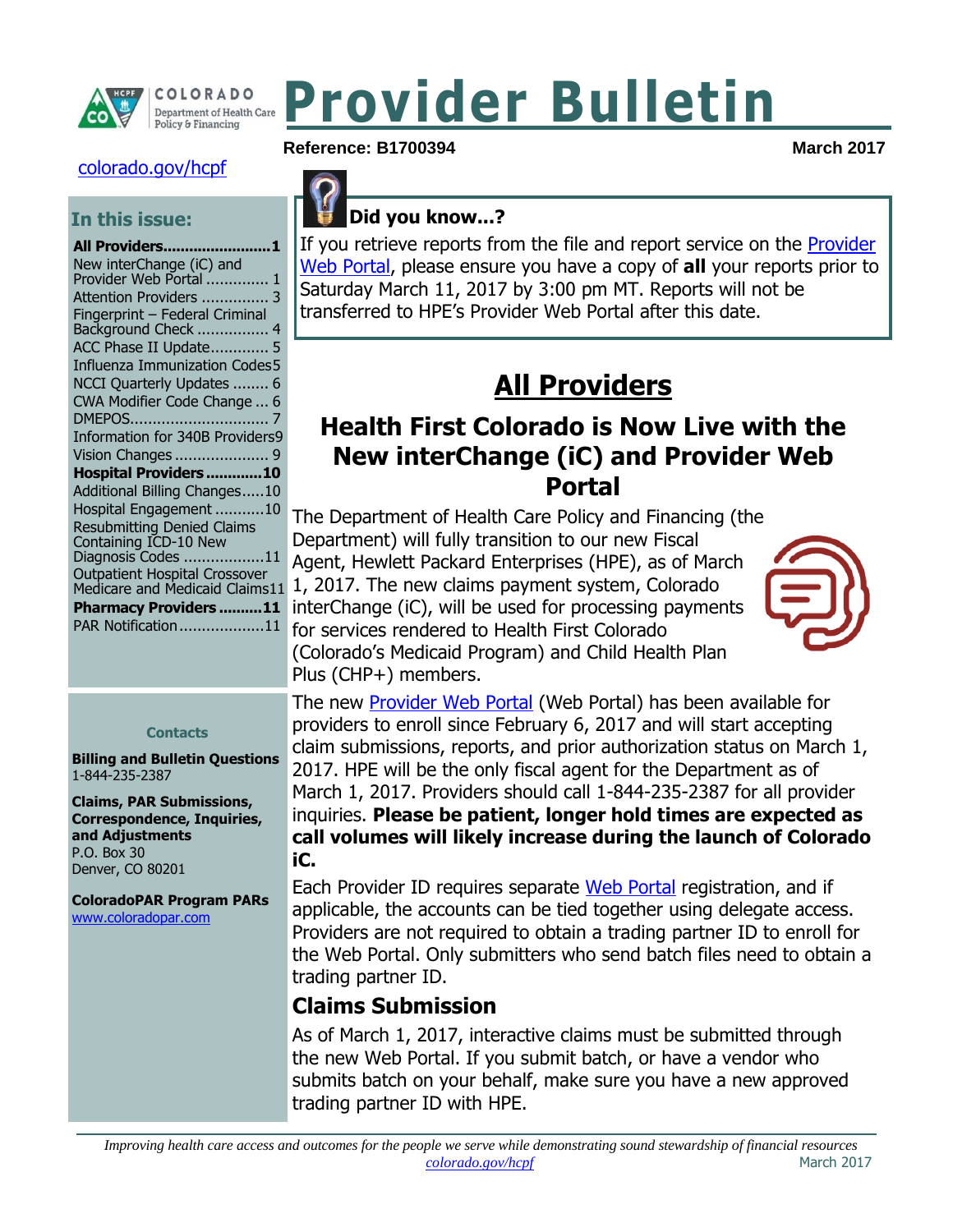# Provider Bulletin

**Reference: B1700394** **March 2017**

[colorado.gov/hcpf](colorado.gov/hcpf)

## In this issue:

**All Providers........................1**
New interChange (iC) and Provider Web Portal ............. 1
Attention Providers .............. 3
Fingerprint – Federal Criminal Background Check ............... 4
ACC Phase II Update............ 5
Influenza Immunization Codes5
NCCI Quarterly Updates ........ 6
CWA Modifier Code Change ... 6
DMEPOS.............................. 7
Information for 340B Providers9
Vision Changes .................... 9
**Hospital Providers ............10**
Additional Billing Changes.....10
Hospital Engagement ...........10
Resubmitting Denied Claims Containing ICD-10 New Diagnosis Codes .................11
Outpatient Hospital Crossover Medicare and Medicaid Claims11
**Pharmacy Providers ..........11**
PAR Notification..................11

### Contacts

**Billing and Bulletin Questions**
1-844-235-2387

**Claims, PAR Submissions, Correspondence, Inquiries, and Adjustments**
P.O. Box 30
Denver, CO 80201

**ColoradoPAR Program PARs**
www.coloradopar.com

**Did you know...?**

If you retrieve reports from the file and report service on the Provider Web Portal, please ensure you have a copy of **all** your reports prior to Saturday March 11, 2017 by 3:00 pm MT. Reports will not be transferred to HPE's Provider Web Portal after this date.

# All Providers

## Health First Colorado is Now Live with the New interChange (iC) and Provider Web Portal

The Department of Health Care Policy and Financing (the Department) will fully transition to our new Fiscal Agent, Hewlett Packard Enterprises (HPE), as of March 1, 2017. The new claims payment system, Colorado interChange (iC), will be used for processing payments for services rendered to Health First Colorado (Colorado's Medicaid Program) and Child Health Plan Plus (CHP+) members.

The new Provider Web Portal (Web Portal) has been available for providers to enroll since February 6, 2017 and will start accepting claim submissions, reports, and prior authorization status on March 1, 2017. HPE will be the only fiscal agent for the Department as of March 1, 2017. Providers should call 1-844-235-2387 for all provider inquiries. **Please be patient, longer hold times are expected as call volumes will likely increase during the launch of Colorado iC.**

Each Provider ID requires separate Web Portal registration, and if applicable, the accounts can be tied together using delegate access. Providers are not required to obtain a trading partner ID to enroll for the Web Portal. Only submitters who send batch files need to obtain a trading partner ID.

### Claims Submission

As of March 1, 2017, interactive claims must be submitted through the new Web Portal. If you submit batch, or have a vendor who submits batch on your behalf, make sure you have a new approved trading partner ID with HPE.

*Improving health care access and outcomes for the people we serve while demonstrating sound stewardship of financial resources*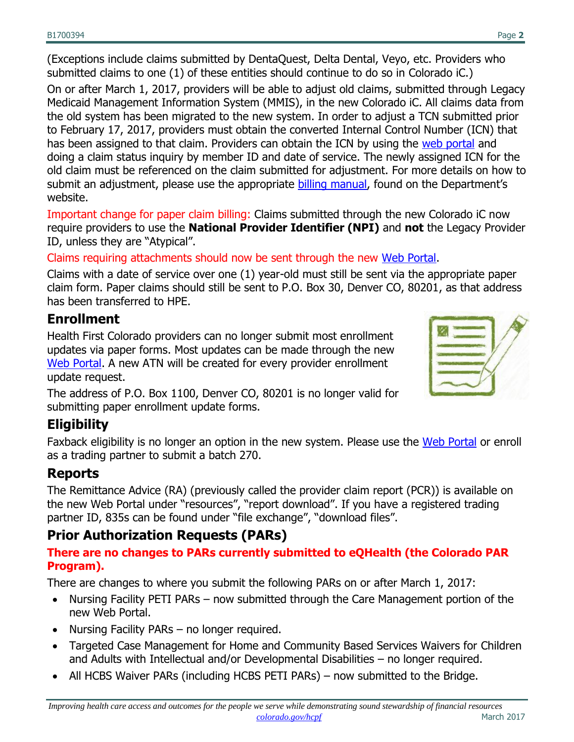(Exceptions include claims submitted by DentaQuest, Delta Dental, Veyo, etc. Providers who submitted claims to one (1) of these entities should continue to do so in Colorado iC.)

On or after March 1, 2017, providers will be able to adjust old claims, submitted through Legacy Medicaid Management Information System (MMIS), in the new Colorado iC. All claims data from the old system has been migrated to the new system. In order to adjust a TCN submitted prior to February 17, 2017, providers must obtain the converted Internal Control Number (ICN) that has been assigned to that claim. Providers can obtain the ICN by using the web portal and doing a claim status inquiry by member ID and date of service. The newly assigned ICN for the old claim must be referenced on the claim submitted for adjustment. For more details on how to submit an adjustment, please use the appropriate billing manual, found on the Department's website.

Important change for paper claim billing: Claims submitted through the new Colorado iC now require providers to use the **National Provider Identifier (NPI)** and **not** the Legacy Provider ID, unless they are "Atypical".

Claims requiring attachments should now be sent through the new Web Portal.

Claims with a date of service over one (1) year-old must still be sent via the appropriate paper claim form. Paper claims should still be sent to P.O. Box 30, Denver CO, 80201, as that address has been transferred to HPE.

## Enrollment

Health First Colorado providers can no longer submit most enrollment updates via paper forms. Most updates can be made through the new Web Portal. A new ATN will be created for every provider enrollment update request.

The address of P.O. Box 1100, Denver CO, 80201 is no longer valid for submitting paper enrollment update forms.

## Eligibility

Faxback eligibility is no longer an option in the new system. Please use the Web Portal or enroll as a trading partner to submit a batch 270.

## Reports

The Remittance Advice (RA) (previously called the provider claim report (PCR)) is available on the new Web Portal under "resources", "report download". If you have a registered trading partner ID, 835s can be found under "file exchange", "download files".

## Prior Authorization Requests (PARs)

**There are no changes to PARs currently submitted to eQHealth (the Colorado PAR Program).**

There are changes to where you submit the following PARs on or after March 1, 2017:

- Nursing Facility PETI PARs – now submitted through the Care Management portion of the new Web Portal.
- Nursing Facility PARs – no longer required.
- Targeted Case Management for Home and Community Based Services Waivers for Children and Adults with Intellectual and/or Developmental Disabilities – no longer required.
- All HCBS Waiver PARs (including HCBS PETI PARs) – now submitted to the Bridge.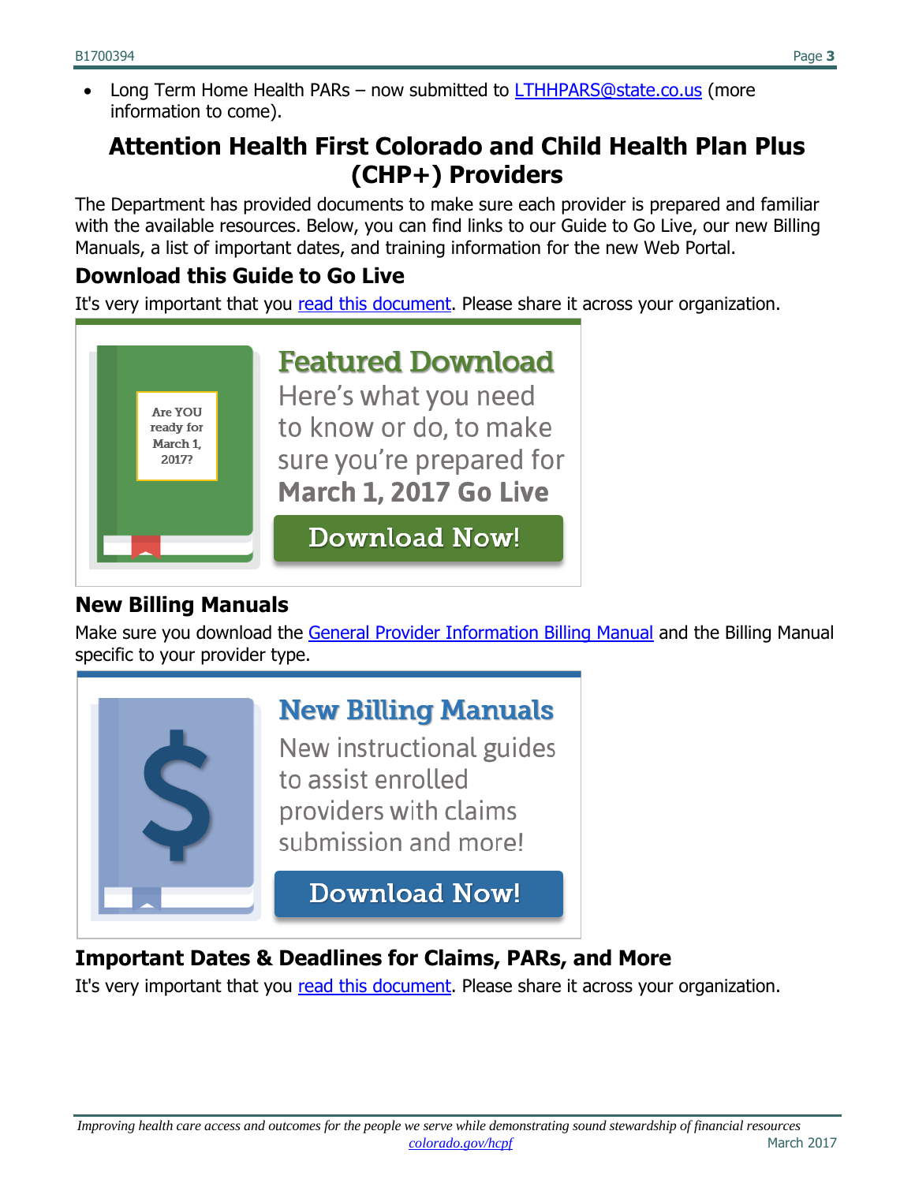- Long Term Home Health PARs – now submitted to LTHHPARS@state.co.us (more information to come).

## Attention Health First Colorado and Child Health Plan Plus (CHP+) Providers

The Department has provided documents to make sure each provider is prepared and familiar with the available resources. Below, you can find links to our Guide to Go Live, our new Billing Manuals, a list of important dates, and training information for the new Web Portal.

### Download this Guide to Go Live

It's very important that you read this document. Please share it across your organization.

Are YOU ready for March 1, 2017?

**Featured Download**

Here's what you need to know or do, to make sure you're prepared for **March 1, 2017 Go Live**

**Download Now!**

### New Billing Manuals

Make sure you download the General Provider Information Billing Manual and the Billing Manual specific to your provider type.

**New Billing Manuals**

New instructional guides to assist enrolled providers with claims submission and more!

**Download Now!**

### Important Dates & Deadlines for Claims, PARs, and More

It's very important that you read this document. Please share it across your organization.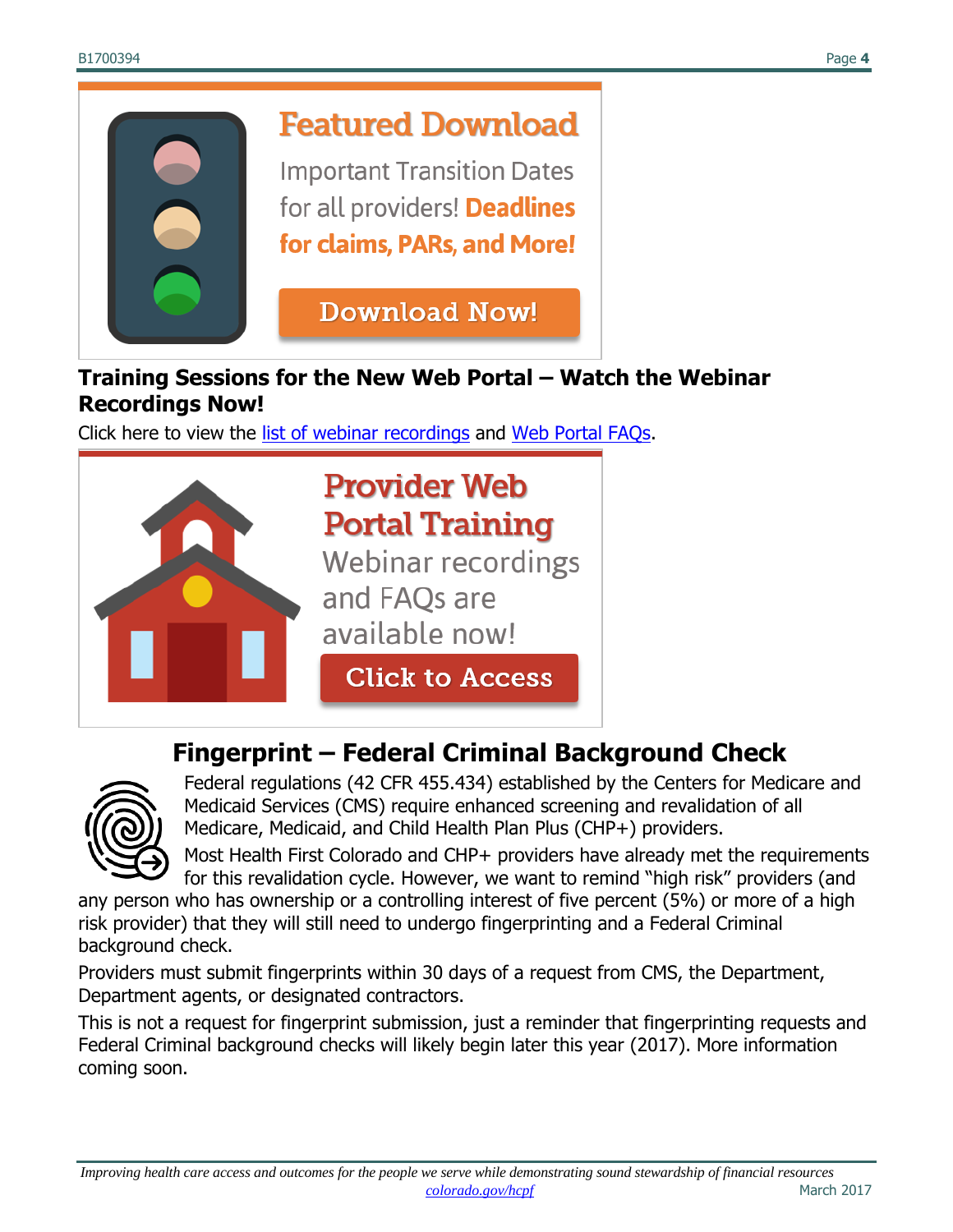## Featured Download

Important Transition Dates for all providers! **Deadlines for claims, PARs, and More!**

**Download Now!**

## Training Sessions for the New Web Portal – Watch the Webinar Recordings Now!

Click here to view the list of webinar recordings and Web Portal FAQs.

## Provider Web Portal Training

Webinar recordings and FAQs are available now!

**Click to Access**

## Fingerprint – Federal Criminal Background Check

Federal regulations (42 CFR 455.434) established by the Centers for Medicare and Medicaid Services (CMS) require enhanced screening and revalidation of all Medicare, Medicaid, and Child Health Plan Plus (CHP+) providers.

Most Health First Colorado and CHP+ providers have already met the requirements for this revalidation cycle. However, we want to remind "high risk" providers (and any person who has ownership or a controlling interest of five percent (5%) or more of a high risk provider) that they will still need to undergo fingerprinting and a Federal Criminal background check.

Providers must submit fingerprints within 30 days of a request from CMS, the Department, Department agents, or designated contractors.

This is not a request for fingerprint submission, just a reminder that fingerprinting requests and Federal Criminal background checks will likely begin later this year (2017). More information coming soon.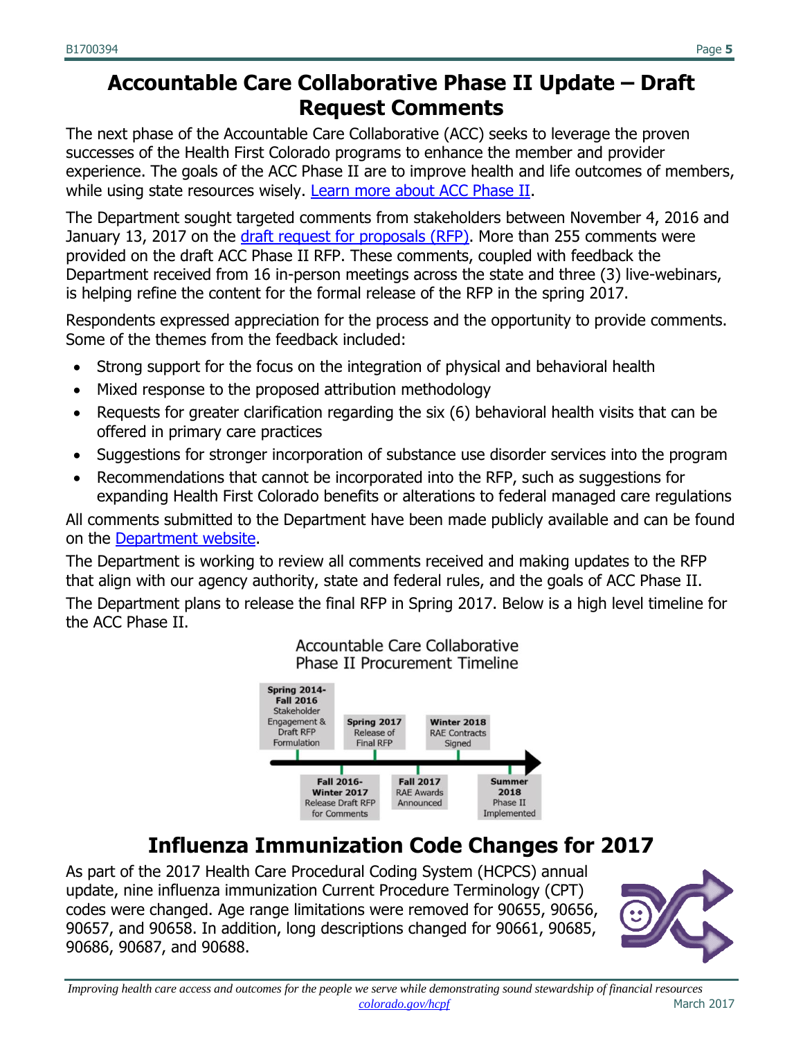# Accountable Care Collaborative Phase II Update – Draft Request Comments

The next phase of the Accountable Care Collaborative (ACC) seeks to leverage the proven successes of the Health First Colorado programs to enhance the member and provider experience. The goals of the ACC Phase II are to improve health and life outcomes of members, while using state resources wisely. Learn more about ACC Phase II.

The Department sought targeted comments from stakeholders between November 4, 2016 and January 13, 2017 on the draft request for proposals (RFP). More than 255 comments were provided on the draft ACC Phase II RFP. These comments, coupled with feedback the Department received from 16 in-person meetings across the state and three (3) live-webinars, is helping refine the content for the formal release of the RFP in the spring 2017.

Respondents expressed appreciation for the process and the opportunity to provide comments. Some of the themes from the feedback included:

- Strong support for the focus on the integration of physical and behavioral health
- Mixed response to the proposed attribution methodology
- Requests for greater clarification regarding the six (6) behavioral health visits that can be offered in primary care practices
- Suggestions for stronger incorporation of substance use disorder services into the program
- Recommendations that cannot be incorporated into the RFP, such as suggestions for expanding Health First Colorado benefits or alterations to federal managed care regulations

All comments submitted to the Department have been made publicly available and can be found on the Department website.

The Department is working to review all comments received and making updates to the RFP that align with our agency authority, state and federal rules, and the goals of ACC Phase II.

The Department plans to release the final RFP in Spring 2017. Below is a high level timeline for the ACC Phase II.

**Accountable Care Collaborative Phase II Procurement Timeline**

- **Spring 2014-Fall 2016** Stakeholder Engagement & Draft RFP Formulation
- **Fall 2016-Winter 2017** Release Draft RFP for Comments
- **Spring 2017** Release of Final RFP
- **Fall 2017** RAE Awards Announced
- **Winter 2018** RAE Contracts Signed
- **Summer 2018** Phase II Implemented

# Influenza Immunization Code Changes for 2017

As part of the 2017 Health Care Procedural Coding System (HCPCS) annual update, nine influenza immunization Current Procedure Terminology (CPT) codes were changed. Age range limitations were removed for 90655, 90656, 90657, and 90658. In addition, long descriptions changed for 90661, 90685, 90686, 90687, and 90688.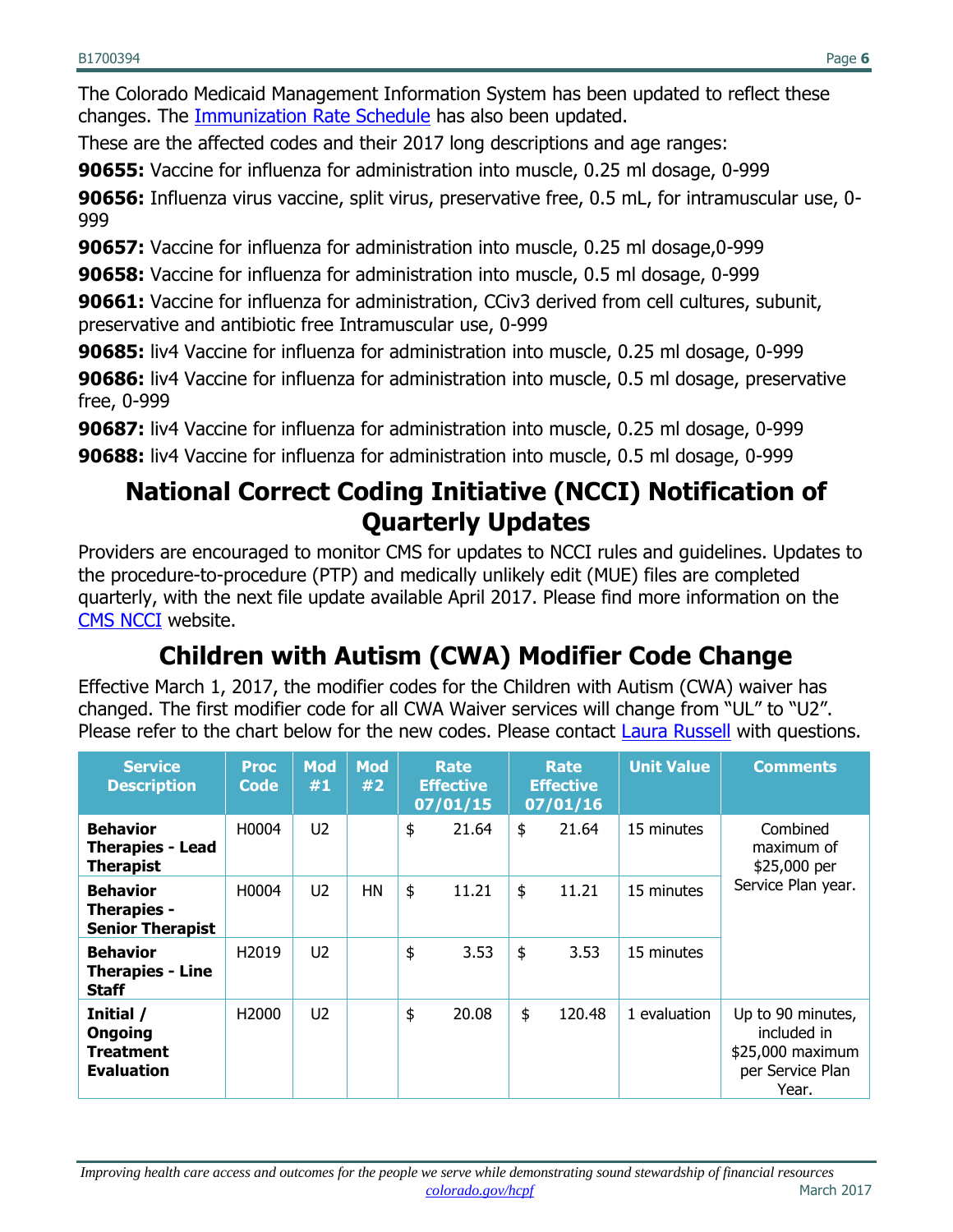The Colorado Medicaid Management Information System has been updated to reflect these changes. The Immunization Rate Schedule has also been updated.

These are the affected codes and their 2017 long descriptions and age ranges:

**90655:** Vaccine for influenza for administration into muscle, 0.25 ml dosage, 0-999

**90656:** Influenza virus vaccine, split virus, preservative free, 0.5 mL, for intramuscular use, 0-999

**90657:** Vaccine for influenza for administration into muscle, 0.25 ml dosage,0-999

**90658:** Vaccine for influenza for administration into muscle, 0.5 ml dosage, 0-999

**90661:** Vaccine for influenza for administration, CCiv3 derived from cell cultures, subunit, preservative and antibiotic free Intramuscular use, 0-999

**90685:** liv4 Vaccine for influenza for administration into muscle, 0.25 ml dosage, 0-999

**90686:** liv4 Vaccine for influenza for administration into muscle, 0.5 ml dosage, preservative free, 0-999

**90687:** liv4 Vaccine for influenza for administration into muscle, 0.25 ml dosage, 0-999

**90688:** liv4 Vaccine for influenza for administration into muscle, 0.5 ml dosage, 0-999

## National Correct Coding Initiative (NCCI) Notification of Quarterly Updates

Providers are encouraged to monitor CMS for updates to NCCI rules and guidelines. Updates to the procedure-to-procedure (PTP) and medically unlikely edit (MUE) files are completed quarterly, with the next file update available April 2017. Please find more information on the CMS NCCI website.

## Children with Autism (CWA) Modifier Code Change

Effective March 1, 2017, the modifier codes for the Children with Autism (CWA) waiver has changed. The first modifier code for all CWA Waiver services will change from "UL" to "U2". Please refer to the chart below for the new codes. Please contact Laura Russell with questions.

| Service Description | Proc Code | Mod #1 | Mod #2 | Rate Effective 07/01/15 | Rate Effective 07/01/16 | Unit Value | Comments |
|---|---|---|---|---|---|---|---|
| **Behavior Therapies - Lead Therapist** | H0004 | U2 | | $ 21.64 | $ 21.64 | 15 minutes | Combined maximum of $25,000 per Service Plan year. |
| **Behavior Therapies - Senior Therapist** | H0004 | U2 | HN | $ 11.21 | $ 11.21 | 15 minutes | |
| **Behavior Therapies - Line Staff** | H2019 | U2 | | $ 3.53 | $ 3.53 | 15 minutes | |
| **Initial / Ongoing Treatment Evaluation** | H2000 | U2 | | $ 20.08 | $ 120.48 | 1 evaluation | Up to 90 minutes, included in $25,000 maximum per Service Plan Year. |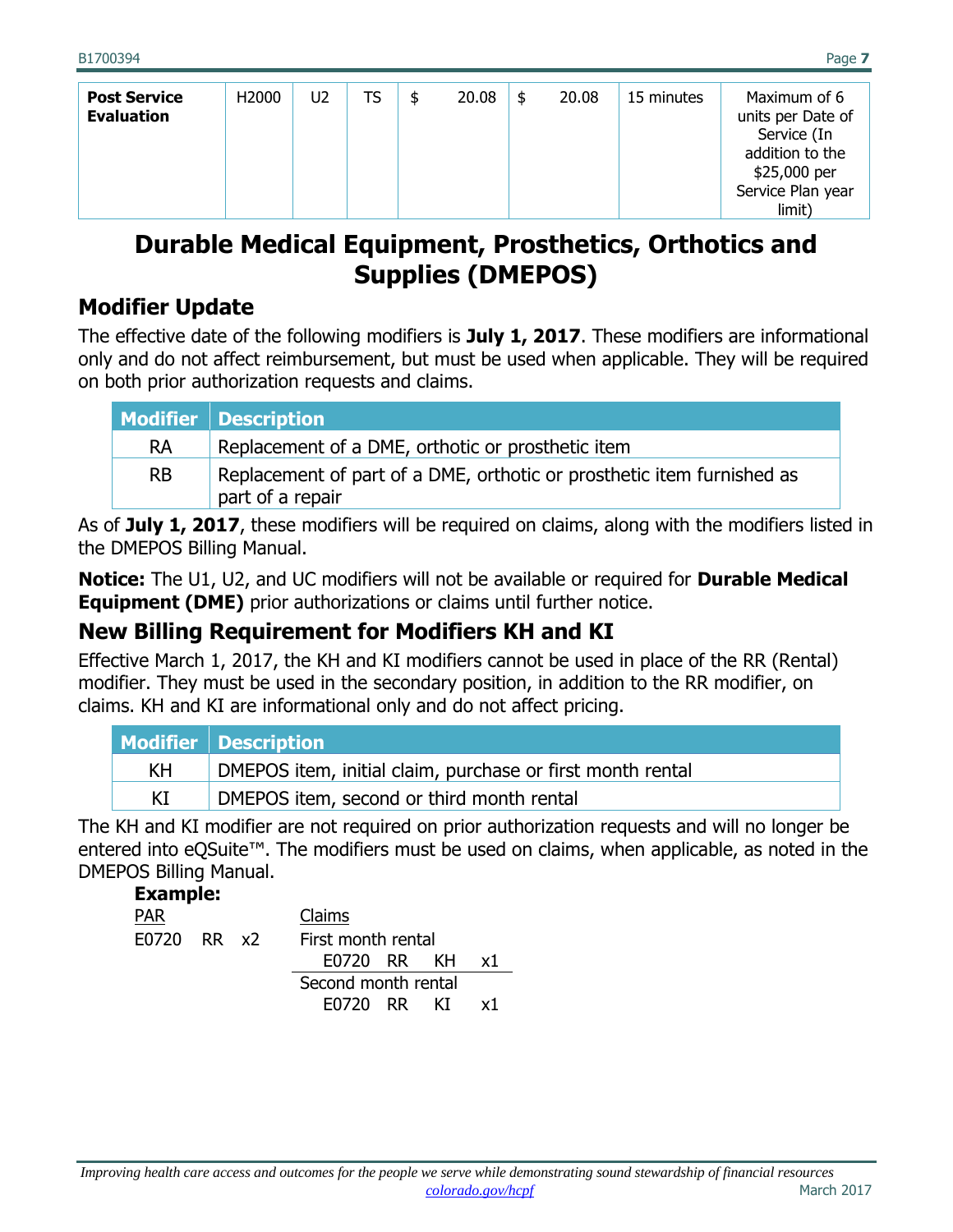| Post Service Evaluation | H2000 | U2 | TS | $ 20.08 | $ 20.08 | 15 minutes | Maximum of 6 units per Date of Service (In addition to the $25,000 per Service Plan year limit) |
|---|---|---|---|---|---|---|---|

# Durable Medical Equipment, Prosthetics, Orthotics and Supplies (DMEPOS)

## Modifier Update

The effective date of the following modifiers is **July 1, 2017**. These modifiers are informational only and do not affect reimbursement, but must be used when applicable. They will be required on both prior authorization requests and claims.

| Modifier | Description |
|---|---|
| RA | Replacement of a DME, orthotic or prosthetic item |
| RB | Replacement of part of a DME, orthotic or prosthetic item furnished as part of a repair |

As of **July 1, 2017**, these modifiers will be required on claims, along with the modifiers listed in the DMEPOS Billing Manual.

**Notice:** The U1, U2, and UC modifiers will not be available or required for **Durable Medical Equipment (DME)** prior authorizations or claims until further notice.

## New Billing Requirement for Modifiers KH and KI

Effective March 1, 2017, the KH and KI modifiers cannot be used in place of the RR (Rental) modifier. They must be used in the secondary position, in addition to the RR modifier, on claims. KH and KI are informational only and do not affect pricing.

| Modifier | Description |
|---|---|
| KH | DMEPOS item, initial claim, purchase or first month rental |
| KI | DMEPOS item, second or third month rental |

The KH and KI modifier are not required on prior authorization requests and will no longer be entered into eQSuite™. The modifiers must be used on claims, when applicable, as noted in the DMEPOS Billing Manual.

**Example:**

| PAR | Claims |
|---|---|
| E0720 RR x2 | First month rental: E0720 RR KH x1 |
| | Second month rental: E0720 RR KI x1 |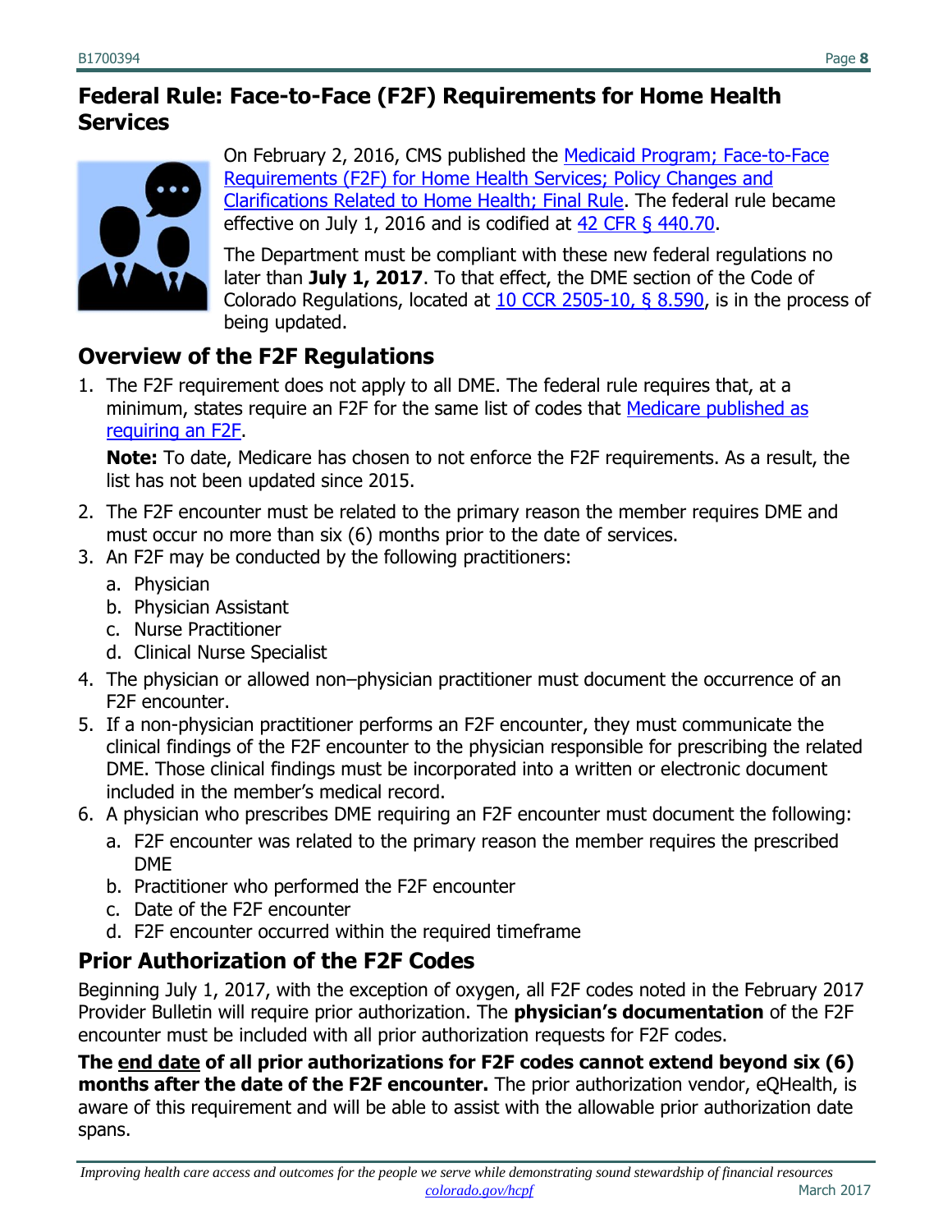## Federal Rule: Face-to-Face (F2F) Requirements for Home Health Services

On February 2, 2016, CMS published the Medicaid Program; Face-to-Face Requirements (F2F) for Home Health Services; Policy Changes and Clarifications Related to Home Health; Final Rule. The federal rule became effective on July 1, 2016 and is codified at 42 CFR § 440.70.

The Department must be compliant with these new federal regulations no later than **July 1, 2017**. To that effect, the DME section of the Code of Colorado Regulations, located at 10 CCR 2505-10, § 8.590, is in the process of being updated.

## Overview of the F2F Regulations

1. The F2F requirement does not apply to all DME. The federal rule requires that, at a minimum, states require an F2F for the same list of codes that Medicare published as requiring an F2F.

   **Note:** To date, Medicare has chosen to not enforce the F2F requirements. As a result, the list has not been updated since 2015.

2. The F2F encounter must be related to the primary reason the member requires DME and must occur no more than six (6) months prior to the date of services.
3. An F2F may be conducted by the following practitioners:
   a. Physician
   b. Physician Assistant
   c. Nurse Practitioner
   d. Clinical Nurse Specialist
4. The physician or allowed non–physician practitioner must document the occurrence of an F2F encounter.
5. If a non-physician practitioner performs an F2F encounter, they must communicate the clinical findings of the F2F encounter to the physician responsible for prescribing the related DME. Those clinical findings must be incorporated into a written or electronic document included in the member's medical record.
6. A physician who prescribes DME requiring an F2F encounter must document the following:
   a. F2F encounter was related to the primary reason the member requires the prescribed DME
   b. Practitioner who performed the F2F encounter
   c. Date of the F2F encounter
   d. F2F encounter occurred within the required timeframe

## Prior Authorization of the F2F Codes

Beginning July 1, 2017, with the exception of oxygen, all F2F codes noted in the February 2017 Provider Bulletin will require prior authorization. The **physician's documentation** of the F2F encounter must be included with all prior authorization requests for F2F codes.

**The end date of all prior authorizations for F2F codes cannot extend beyond six (6) months after the date of the F2F encounter.** The prior authorization vendor, eQHealth, is aware of this requirement and will be able to assist with the allowable prior authorization date spans.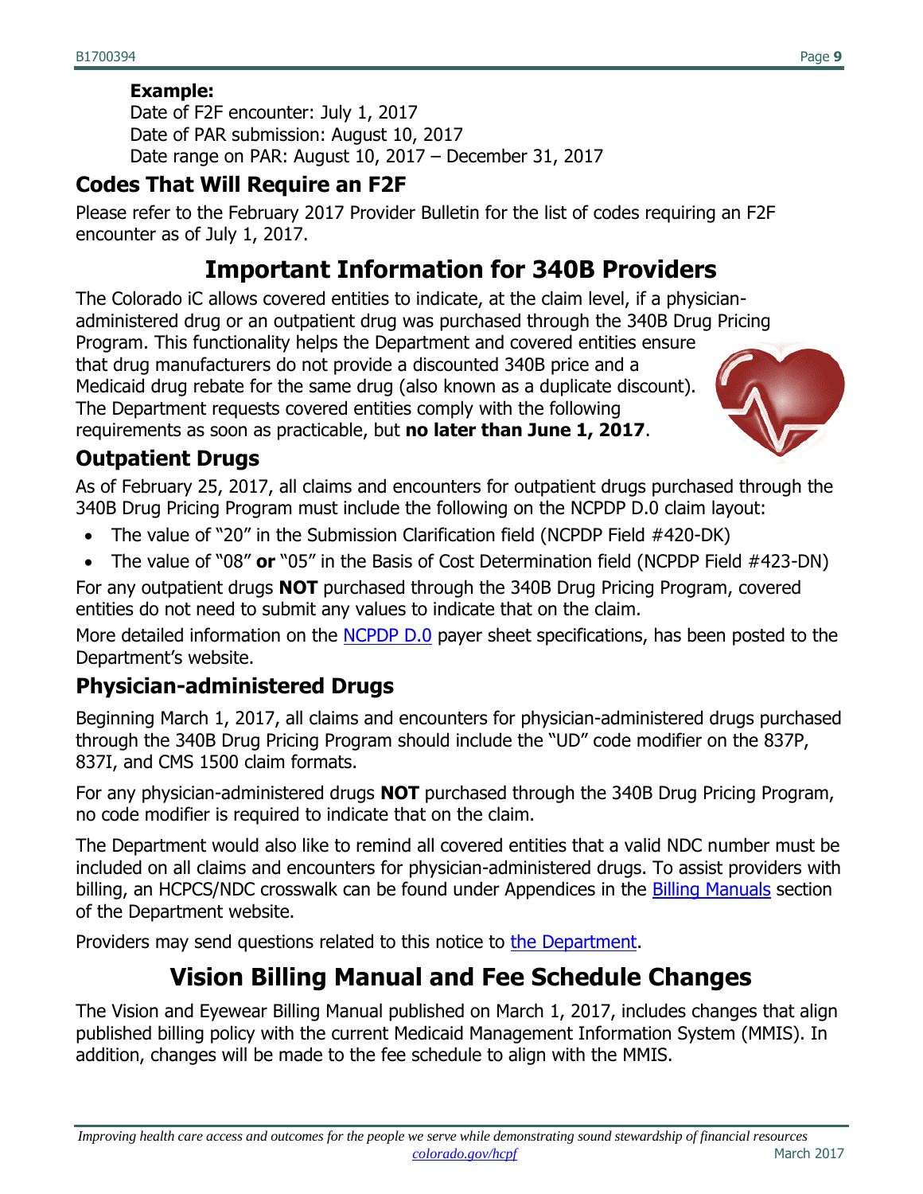**Example:**

Date of F2F encounter: July 1, 2017
Date of PAR submission: August 10, 2017
Date range on PAR: August 10, 2017 – December 31, 2017

### Codes That Will Require an F2F

Please refer to the February 2017 Provider Bulletin for the list of codes requiring an F2F encounter as of July 1, 2017.

## Important Information for 340B Providers

The Colorado iC allows covered entities to indicate, at the claim level, if a physician-administered drug or an outpatient drug was purchased through the 340B Drug Pricing Program. This functionality helps the Department and covered entities ensure that drug manufacturers do not provide a discounted 340B price and a Medicaid drug rebate for the same drug (also known as a duplicate discount). The Department requests covered entities comply with the following requirements as soon as practicable, but **no later than June 1, 2017**.

### Outpatient Drugs

As of February 25, 2017, all claims and encounters for outpatient drugs purchased through the 340B Drug Pricing Program must include the following on the NCPDP D.0 claim layout:

- The value of "20" in the Submission Clarification field (NCPDP Field #420-DK)
- The value of "08" **or** "05" in the Basis of Cost Determination field (NCPDP Field #423-DN)

For any outpatient drugs **NOT** purchased through the 340B Drug Pricing Program, covered entities do not need to submit any values to indicate that on the claim.

More detailed information on the [NCPDP D.0](NCPDP D.0) payer sheet specifications, has been posted to the Department's website.

### Physician-administered Drugs

Beginning March 1, 2017, all claims and encounters for physician-administered drugs purchased through the 340B Drug Pricing Program should include the "UD" code modifier on the 837P, 837I, and CMS 1500 claim formats.

For any physician-administered drugs **NOT** purchased through the 340B Drug Pricing Program, no code modifier is required to indicate that on the claim.

The Department would also like to remind all covered entities that a valid NDC number must be included on all claims and encounters for physician-administered drugs. To assist providers with billing, an HCPCS/NDC crosswalk can be found under Appendices in the [Billing Manuals](Billing Manuals) section of the Department website.

Providers may send questions related to this notice to [the Department](the Department).

## Vision Billing Manual and Fee Schedule Changes

The Vision and Eyewear Billing Manual published on March 1, 2017, includes changes that align published billing policy with the current Medicaid Management Information System (MMIS). In addition, changes will be made to the fee schedule to align with the MMIS.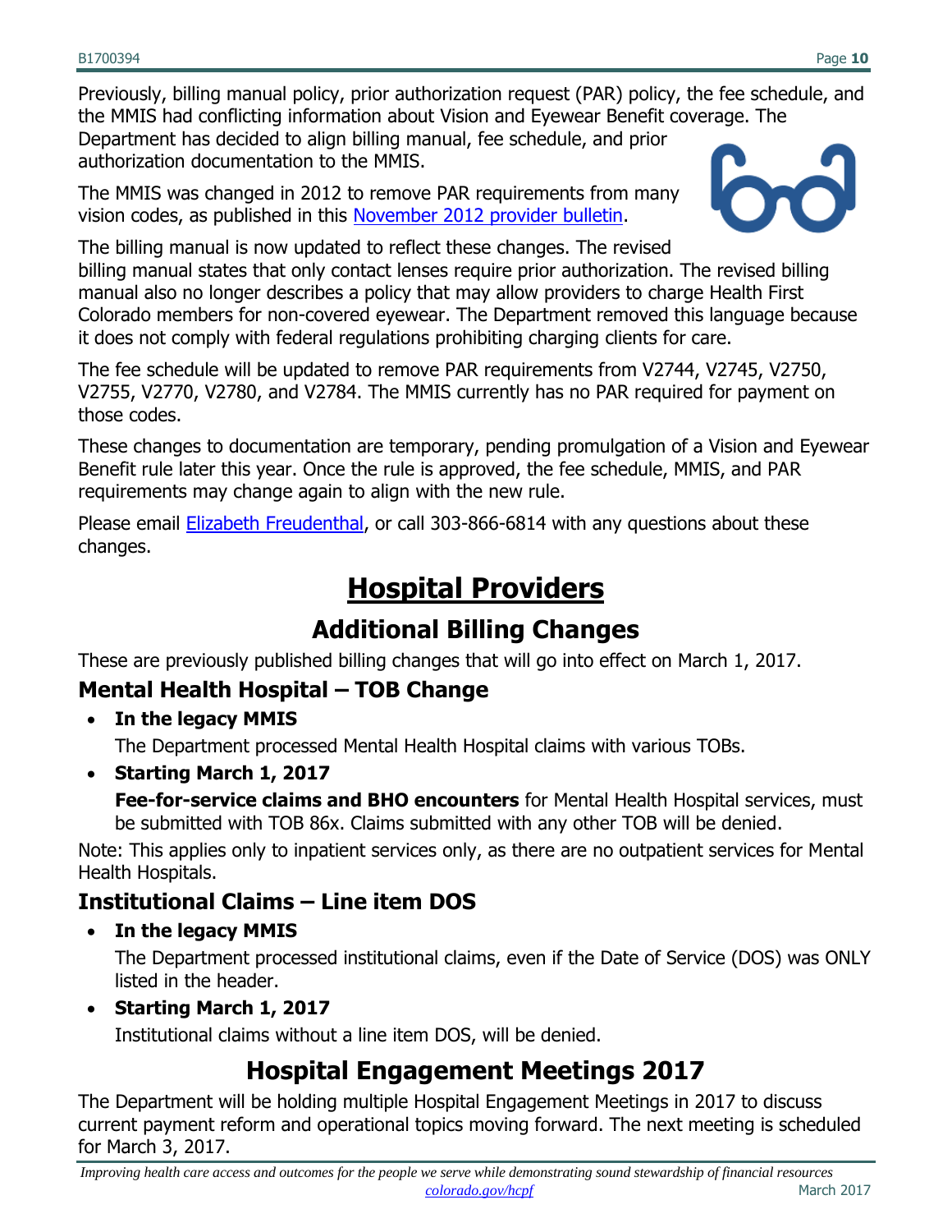Previously, billing manual policy, prior authorization request (PAR) policy, the fee schedule, and the MMIS had conflicting information about Vision and Eyewear Benefit coverage. The Department has decided to align billing manual, fee schedule, and prior authorization documentation to the MMIS.

The MMIS was changed in 2012 to remove PAR requirements from many vision codes, as published in this [November 2012 provider bulletin](#).

The billing manual is now updated to reflect these changes. The revised billing manual states that only contact lenses require prior authorization. The revised billing manual also no longer describes a policy that may allow providers to charge Health First Colorado members for non-covered eyewear. The Department removed this language because it does not comply with federal regulations prohibiting charging clients for care.

The fee schedule will be updated to remove PAR requirements from V2744, V2745, V2750, V2755, V2770, V2780, and V2784. The MMIS currently has no PAR required for payment on those codes.

These changes to documentation are temporary, pending promulgation of a Vision and Eyewear Benefit rule later this year. Once the rule is approved, the fee schedule, MMIS, and PAR requirements may change again to align with the new rule.

Please email [Elizabeth Freudenthal](#), or call 303-866-6814 with any questions about these changes.

# Hospital Providers

## Additional Billing Changes

These are previously published billing changes that will go into effect on March 1, 2017.

### Mental Health Hospital – TOB Change

- **In the legacy MMIS**

  The Department processed Mental Health Hospital claims with various TOBs.

- **Starting March 1, 2017**

  **Fee-for-service claims and BHO encounters** for Mental Health Hospital services, must be submitted with TOB 86x. Claims submitted with any other TOB will be denied.

Note: This applies only to inpatient services only, as there are no outpatient services for Mental Health Hospitals.

### Institutional Claims – Line item DOS

- **In the legacy MMIS**

  The Department processed institutional claims, even if the Date of Service (DOS) was ONLY listed in the header.

- **Starting March 1, 2017**

  Institutional claims without a line item DOS, will be denied.

## Hospital Engagement Meetings 2017

The Department will be holding multiple Hospital Engagement Meetings in 2017 to discuss current payment reform and operational topics moving forward. The next meeting is scheduled for March 3, 2017.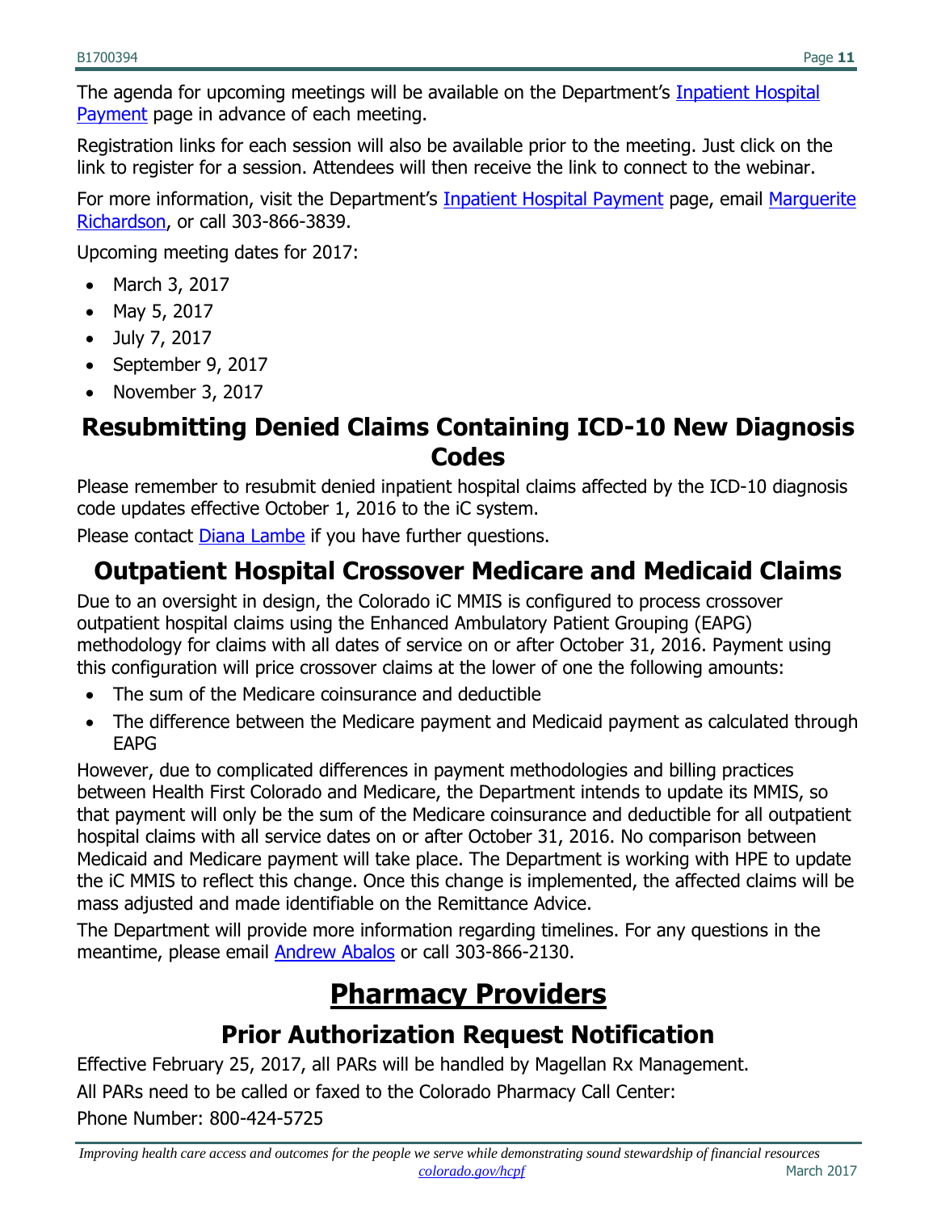The agenda for upcoming meetings will be available on the Department's [Inpatient Hospital Payment](#) page in advance of each meeting.

Registration links for each session will also be available prior to the meeting. Just click on the link to register for a session. Attendees will then receive the link to connect to the webinar.

For more information, visit the Department's [Inpatient Hospital Payment](#) page, email [Marguerite Richardson](#), or call 303-866-3839.

Upcoming meeting dates for 2017:

- March 3, 2017
- May 5, 2017
- July 7, 2017
- September 9, 2017
- November 3, 2017

## Resubmitting Denied Claims Containing ICD-10 New Diagnosis Codes

Please remember to resubmit denied inpatient hospital claims affected by the ICD-10 diagnosis code updates effective October 1, 2016 to the iC system.

Please contact [Diana Lambe](#) if you have further questions.

## Outpatient Hospital Crossover Medicare and Medicaid Claims

Due to an oversight in design, the Colorado iC MMIS is configured to process crossover outpatient hospital claims using the Enhanced Ambulatory Patient Grouping (EAPG) methodology for claims with all dates of service on or after October 31, 2016. Payment using this configuration will price crossover claims at the lower of one the following amounts:

- The sum of the Medicare coinsurance and deductible
- The difference between the Medicare payment and Medicaid payment as calculated through EAPG

However, due to complicated differences in payment methodologies and billing practices between Health First Colorado and Medicare, the Department intends to update its MMIS, so that payment will only be the sum of the Medicare coinsurance and deductible for all outpatient hospital claims with all service dates on or after October 31, 2016. No comparison between Medicaid and Medicare payment will take place. The Department is working with HPE to update the iC MMIS to reflect this change. Once this change is implemented, the affected claims will be mass adjusted and made identifiable on the Remittance Advice.

The Department will provide more information regarding timelines. For any questions in the meantime, please email [Andrew Abalos](#) or call 303-866-2130.

# Pharmacy Providers

## Prior Authorization Request Notification

Effective February 25, 2017, all PARs will be handled by Magellan Rx Management.

All PARs need to be called or faxed to the Colorado Pharmacy Call Center:

Phone Number: 800-424-5725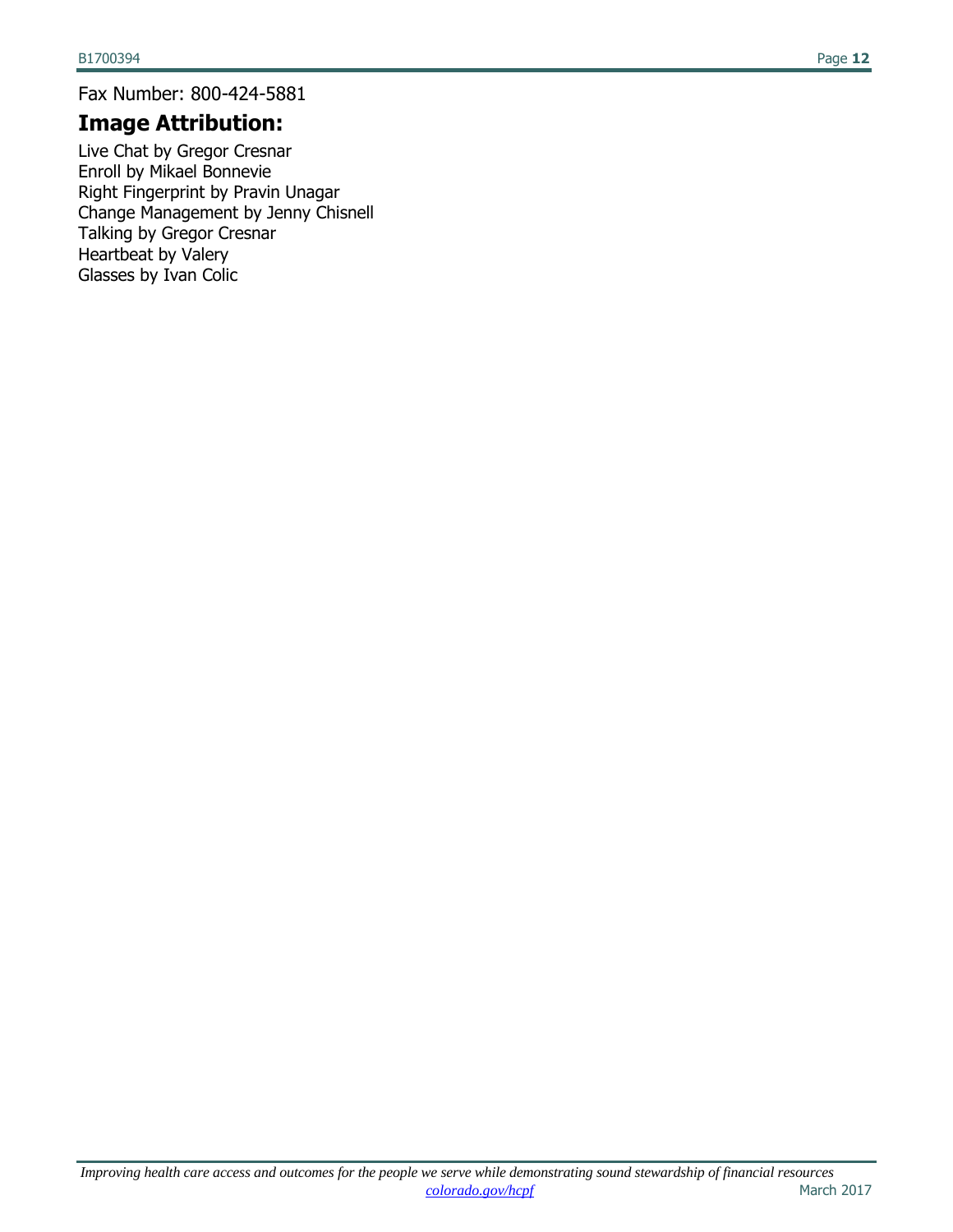Fax Number: 800-424-5881

## Image Attribution:

Live Chat by Gregor Cresnar
Enroll by Mikael Bonnevie
Right Fingerprint by Pravin Unagar
Change Management by Jenny Chisnell
Talking by Gregor Cresnar
Heartbeat by Valery
Glasses by Ivan Colic